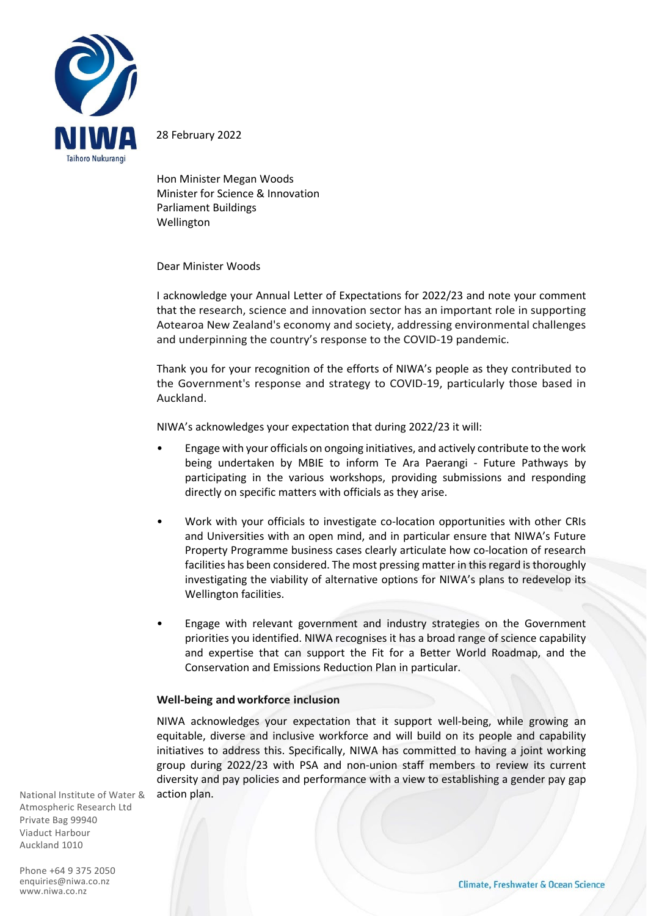NIWA
Taihoro Nukurangi

28 February 2022

Hon Minister Megan Woods
Minister for Science & Innovation
Parliament Buildings
Wellington

Dear Minister Woods

I acknowledge your Annual Letter of Expectations for 2022/23 and note your comment that the research, science and innovation sector has an important role in supporting Aotearoa New Zealand's economy and society, addressing environmental challenges and underpinning the country's response to the COVID-19 pandemic.

Thank you for your recognition of the efforts of NIWA's people as they contributed to the Government's response and strategy to COVID-19, particularly those based in Auckland.

NIWA's acknowledges your expectation that during 2022/23 it will:

- Engage with your officials on ongoing initiatives, and actively contribute to the work being undertaken by MBIE to inform Te Ara Paerangi - Future Pathways by participating in the various workshops, providing submissions and responding directly on specific matters with officials as they arise.
- Work with your officials to investigate co-location opportunities with other CRIs and Universities with an open mind, and in particular ensure that NIWA's Future Property Programme business cases clearly articulate how co-location of research facilities has been considered. The most pressing matter in this regard is thoroughly investigating the viability of alternative options for NIWA's plans to redevelop its Wellington facilities.
- Engage with relevant government and industry strategies on the Government priorities you identified. NIWA recognises it has a broad range of science capability and expertise that can support the Fit for a Better World Roadmap, and the Conservation and Emissions Reduction Plan in particular.

**Well-being and workforce inclusion**

NIWA acknowledges your expectation that it support well-being, while growing an equitable, diverse and inclusive workforce and will build on its people and capability initiatives to address this. Specifically, NIWA has committed to having a joint working group during 2022/23 with PSA and non-union staff members to review its current diversity and pay policies and performance with a view to establishing a gender pay gap action plan.

National Institute of Water & Atmospheric Research Ltd
Private Bag 99940
Viaduct Harbour
Auckland 1010

Phone +64 9 375 2050
enquiries@niwa.co.nz
www.niwa.co.nz

Climate, Freshwater & Ocean Science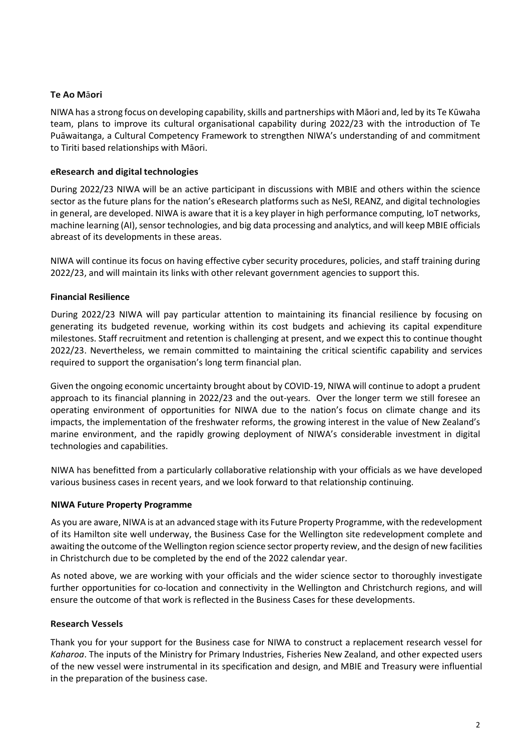**Te Ao Māori**

NIWA has a strong focus on developing capability, skills and partnerships with Māori and, led by its Te Kūwaha team, plans to improve its cultural organisational capability during 2022/23 with the introduction of Te Puāwaitanga, a Cultural Competency Framework to strengthen NIWA's understanding of and commitment to Tiriti based relationships with Māori.

**eResearch and digital technologies**

During 2022/23 NIWA will be an active participant in discussions with MBIE and others within the science sector as the future plans for the nation's eResearch platforms such as NeSI, REANZ, and digital technologies in general, are developed. NIWA is aware that it is a key player in high performance computing, IoT networks, machine learning (AI), sensor technologies, and big data processing and analytics, and will keep MBIE officials abreast of its developments in these areas.

NIWA will continue its focus on having effective cyber security procedures, policies, and staff training during 2022/23, and will maintain its links with other relevant government agencies to support this.

**Financial Resilience**

During 2022/23 NIWA will pay particular attention to maintaining its financial resilience by focusing on generating its budgeted revenue, working within its cost budgets and achieving its capital expenditure milestones. Staff recruitment and retention is challenging at present, and we expect this to continue thought 2022/23. Nevertheless, we remain committed to maintaining the critical scientific capability and services required to support the organisation's long term financial plan.

Given the ongoing economic uncertainty brought about by COVID-19, NIWA will continue to adopt a prudent approach to its financial planning in 2022/23 and the out-years. Over the longer term we still foresee an operating environment of opportunities for NIWA due to the nation's focus on climate change and its impacts, the implementation of the freshwater reforms, the growing interest in the value of New Zealand's marine environment, and the rapidly growing deployment of NIWA's considerable investment in digital technologies and capabilities.

NIWA has benefitted from a particularly collaborative relationship with your officials as we have developed various business cases in recent years, and we look forward to that relationship continuing.

**NIWA Future Property Programme**

As you are aware, NIWA is at an advanced stage with its Future Property Programme, with the redevelopment of its Hamilton site well underway, the Business Case for the Wellington site redevelopment complete and awaiting the outcome of the Wellington region science sector property review, and the design of new facilities in Christchurch due to be completed by the end of the 2022 calendar year.

As noted above, we are working with your officials and the wider science sector to thoroughly investigate further opportunities for co-location and connectivity in the Wellington and Christchurch regions, and will ensure the outcome of that work is reflected in the Business Cases for these developments.

**Research Vessels**

Thank you for your support for the Business case for NIWA to construct a replacement research vessel for *Kaharoa*. The inputs of the Ministry for Primary Industries, Fisheries New Zealand, and other expected users of the new vessel were instrumental in its specification and design, and MBIE and Treasury were influential in the preparation of the business case.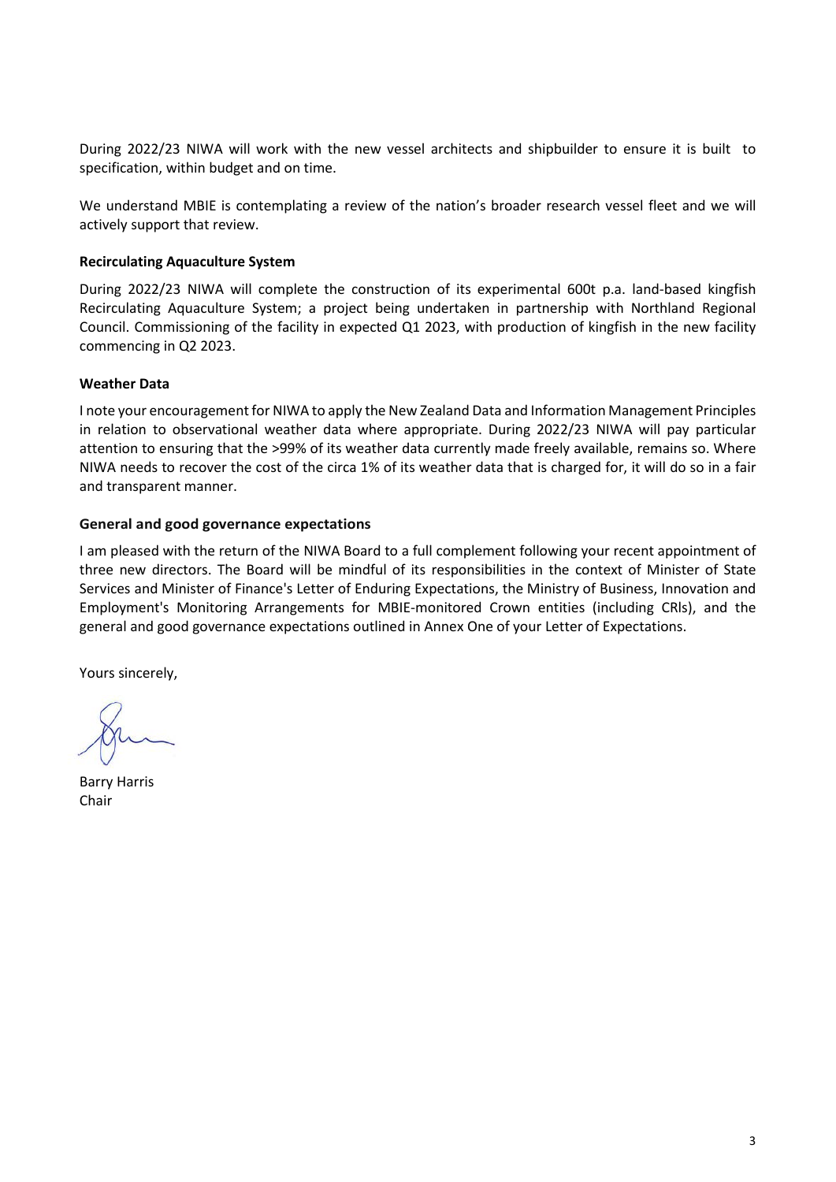During 2022/23 NIWA will work with the new vessel architects and shipbuilder to ensure it is built to specification, within budget and on time.

We understand MBIE is contemplating a review of the nation's broader research vessel fleet and we will actively support that review.

**Recirculating Aquaculture System**

During 2022/23 NIWA will complete the construction of its experimental 600t p.a. land-based kingfish Recirculating Aquaculture System; a project being undertaken in partnership with Northland Regional Council. Commissioning of the facility in expected Q1 2023, with production of kingfish in the new facility commencing in Q2 2023.

**Weather Data**

I note your encouragement for NIWA to apply the New Zealand Data and Information Management Principles in relation to observational weather data where appropriate. During 2022/23 NIWA will pay particular attention to ensuring that the >99% of its weather data currently made freely available, remains so. Where NIWA needs to recover the cost of the circa 1% of its weather data that is charged for, it will do so in a fair and transparent manner.

**General and good governance expectations**

I am pleased with the return of the NIWA Board to a full complement following your recent appointment of three new directors. The Board will be mindful of its responsibilities in the context of Minister of State Services and Minister of Finance's Letter of Enduring Expectations, the Ministry of Business, Innovation and Employment's Monitoring Arrangements for MBIE-monitored Crown entities (including CRls), and the general and good governance expectations outlined in Annex One of your Letter of Expectations.

Yours sincerely,

Barry Harris
Chair